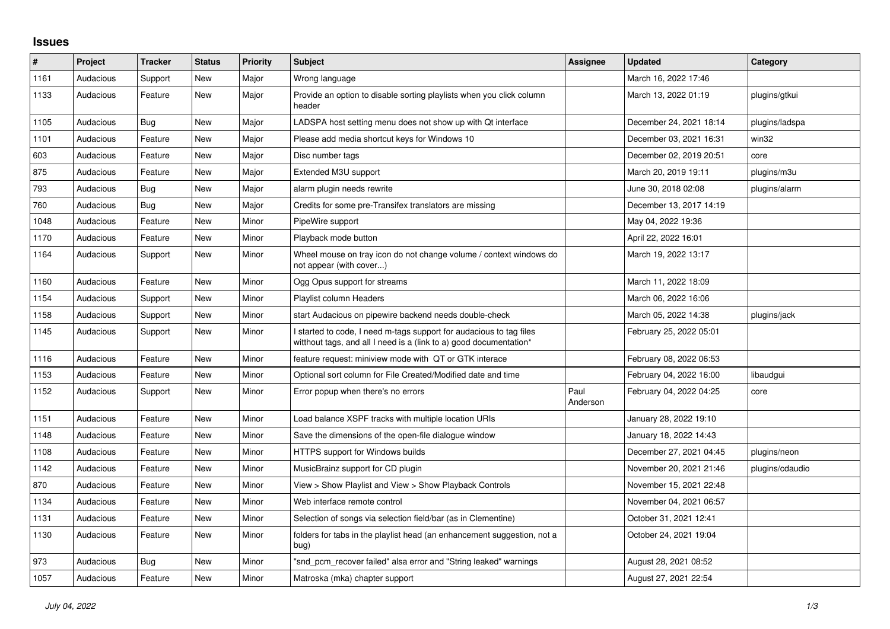## Issues

| # | Project | Tracker | Status | Priority | Subject | Assignee | Updated | Category |
|---|---|---|---|---|---|---|---|---|
| 1161 | Audacious | Support | New | Major | Wrong language | | March 16, 2022 17:46 | |
| 1133 | Audacious | Feature | New | Major | Provide an option to disable sorting playlists when you click column header | | March 13, 2022 01:19 | plugins/gtkui |
| 1105 | Audacious | Bug | New | Major | LADSPA host setting menu does not show up with Qt interface | | December 24, 2021 18:14 | plugins/ladspa |
| 1101 | Audacious | Feature | New | Major | Please add media shortcut keys for Windows 10 | | December 03, 2021 16:31 | win32 |
| 603 | Audacious | Feature | New | Major | Disc number tags | | December 02, 2019 20:51 | core |
| 875 | Audacious | Feature | New | Major | Extended M3U support | | March 20, 2019 19:11 | plugins/m3u |
| 793 | Audacious | Bug | New | Major | alarm plugin needs rewrite | | June 30, 2018 02:08 | plugins/alarm |
| 760 | Audacious | Bug | New | Major | Credits for some pre-Transifex translators are missing | | December 13, 2017 14:19 | |
| 1048 | Audacious | Feature | New | Minor | PipeWire support | | May 04, 2022 19:36 | |
| 1170 | Audacious | Feature | New | Minor | Playback mode button | | April 22, 2022 16:01 | |
| 1164 | Audacious | Support | New | Minor | Wheel mouse on tray icon do not change volume / context windows do not appear (with cover...) | | March 19, 2022 13:17 | |
| 1160 | Audacious | Feature | New | Minor | Ogg Opus support for streams | | March 11, 2022 18:09 | |
| 1154 | Audacious | Support | New | Minor | Playlist column Headers | | March 06, 2022 16:06 | |
| 1158 | Audacious | Support | New | Minor | start Audacious on pipewire backend needs double-check | | March 05, 2022 14:38 | plugins/jack |
| 1145 | Audacious | Support | New | Minor | I started to code, I need m-tags support for audacious to tag files witthout tags, and all I need is a (link to a) good documentation* | | February 25, 2022 05:01 | |
| 1116 | Audacious | Feature | New | Minor | feature request: miniview mode with QT or GTK interace | | February 08, 2022 06:53 | |
| 1153 | Audacious | Feature | New | Minor | Optional sort column for File Created/Modified date and time | | February 04, 2022 16:00 | libaudgui |
| 1152 | Audacious | Support | New | Minor | Error popup when there's no errors | Paul Anderson | February 04, 2022 04:25 | core |
| 1151 | Audacious | Feature | New | Minor | Load balance XSPF tracks with multiple location URIs | | January 28, 2022 19:10 | |
| 1148 | Audacious | Feature | New | Minor | Save the dimensions of the open-file dialogue window | | January 18, 2022 14:43 | |
| 1108 | Audacious | Feature | New | Minor | HTTPS support for Windows builds | | December 27, 2021 04:45 | plugins/neon |
| 1142 | Audacious | Feature | New | Minor | MusicBrainz support for CD plugin | | November 20, 2021 21:46 | plugins/cdaudio |
| 870 | Audacious | Feature | New | Minor | View > Show Playlist and View > Show Playback Controls | | November 15, 2021 22:48 | |
| 1134 | Audacious | Feature | New | Minor | Web interface remote control | | November 04, 2021 06:57 | |
| 1131 | Audacious | Feature | New | Minor | Selection of songs via selection field/bar (as in Clementine) | | October 31, 2021 12:41 | |
| 1130 | Audacious | Feature | New | Minor | folders for tabs in the playlist head (an enhancement suggestion, not a bug) | | October 24, 2021 19:04 | |
| 973 | Audacious | Bug | New | Minor | "snd_pcm_recover failed" alsa error and "String leaked" warnings | | August 28, 2021 08:52 | |
| 1057 | Audacious | Feature | New | Minor | Matroska (mka) chapter support | | August 27, 2021 22:54 | |

*July 04, 2022*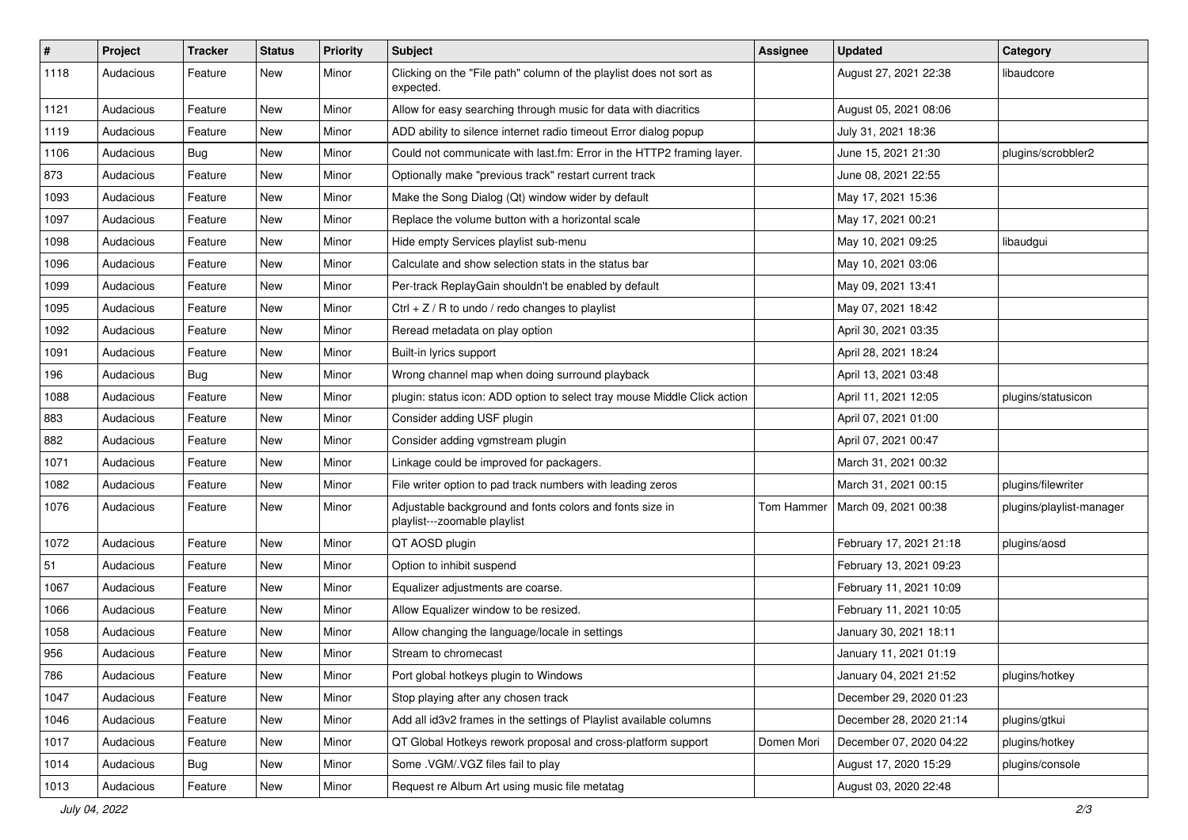| # | Project | Tracker | Status | Priority | Subject | Assignee | Updated | Category |
|---|---|---|---|---|---|---|---|---|
| 1118 | Audacious | Feature | New | Minor | Clicking on the "File path" column of the playlist does not sort as expected. | | August 27, 2021 22:38 | libaudcore |
| 1121 | Audacious | Feature | New | Minor | Allow for easy searching through music for data with diacritics | | August 05, 2021 08:06 | |
| 1119 | Audacious | Feature | New | Minor | ADD ability to silence internet radio timeout Error dialog popup | | July 31, 2021 18:36 | |
| 1106 | Audacious | Bug | New | Minor | Could not communicate with last.fm: Error in the HTTP2 framing layer. | | June 15, 2021 21:30 | plugins/scrobbler2 |
| 873 | Audacious | Feature | New | Minor | Optionally make "previous track" restart current track | | June 08, 2021 22:55 | |
| 1093 | Audacious | Feature | New | Minor | Make the Song Dialog (Qt) window wider by default | | May 17, 2021 15:36 | |
| 1097 | Audacious | Feature | New | Minor | Replace the volume button with a horizontal scale | | May 17, 2021 00:21 | |
| 1098 | Audacious | Feature | New | Minor | Hide empty Services playlist sub-menu | | May 10, 2021 09:25 | libaudgui |
| 1096 | Audacious | Feature | New | Minor | Calculate and show selection stats in the status bar | | May 10, 2021 03:06 | |
| 1099 | Audacious | Feature | New | Minor | Per-track ReplayGain shouldn't be enabled by default | | May 09, 2021 13:41 | |
| 1095 | Audacious | Feature | New | Minor | Ctrl + Z / R to undo / redo changes to playlist | | May 07, 2021 18:42 | |
| 1092 | Audacious | Feature | New | Minor | Reread metadata on play option | | April 30, 2021 03:35 | |
| 1091 | Audacious | Feature | New | Minor | Built-in lyrics support | | April 28, 2021 18:24 | |
| 196 | Audacious | Bug | New | Minor | Wrong channel map when doing surround playback | | April 13, 2021 03:48 | |
| 1088 | Audacious | Feature | New | Minor | plugin: status icon: ADD option to select tray mouse Middle Click action | | April 11, 2021 12:05 | plugins/statusicon |
| 883 | Audacious | Feature | New | Minor | Consider adding USF plugin | | April 07, 2021 01:00 | |
| 882 | Audacious | Feature | New | Minor | Consider adding vgmstream plugin | | April 07, 2021 00:47 | |
| 1071 | Audacious | Feature | New | Minor | Linkage could be improved for packagers. | | March 31, 2021 00:32 | |
| 1082 | Audacious | Feature | New | Minor | File writer option to pad track numbers with leading zeros | | March 31, 2021 00:15 | plugins/filewriter |
| 1076 | Audacious | Feature | New | Minor | Adjustable background and fonts colors and fonts size in playlist---zoomable playlist | Tom Hammer | March 09, 2021 00:38 | plugins/playlist-manager |
| 1072 | Audacious | Feature | New | Minor | QT AOSD plugin | | February 17, 2021 21:18 | plugins/aosd |
| 51 | Audacious | Feature | New | Minor | Option to inhibit suspend | | February 13, 2021 09:23 | |
| 1067 | Audacious | Feature | New | Minor | Equalizer adjustments are coarse. | | February 11, 2021 10:09 | |
| 1066 | Audacious | Feature | New | Minor | Allow Equalizer window to be resized. | | February 11, 2021 10:05 | |
| 1058 | Audacious | Feature | New | Minor | Allow changing the language/locale in settings | | January 30, 2021 18:11 | |
| 956 | Audacious | Feature | New | Minor | Stream to chromecast | | January 11, 2021 01:19 | |
| 786 | Audacious | Feature | New | Minor | Port global hotkeys plugin to Windows | | January 04, 2021 21:52 | plugins/hotkey |
| 1047 | Audacious | Feature | New | Minor | Stop playing after any chosen track | | December 29, 2020 01:23 | |
| 1046 | Audacious | Feature | New | Minor | Add all id3v2 frames in the settings of Playlist available columns | | December 28, 2020 21:14 | plugins/gtkui |
| 1017 | Audacious | Feature | New | Minor | QT Global Hotkeys rework proposal and cross-platform support | Domen Mori | December 07, 2020 04:22 | plugins/hotkey |
| 1014 | Audacious | Bug | New | Minor | Some .VGM/.VGZ files fail to play | | August 17, 2020 15:29 | plugins/console |
| 1013 | Audacious | Feature | New | Minor | Request re Album Art using music file metatag | | August 03, 2020 22:48 | |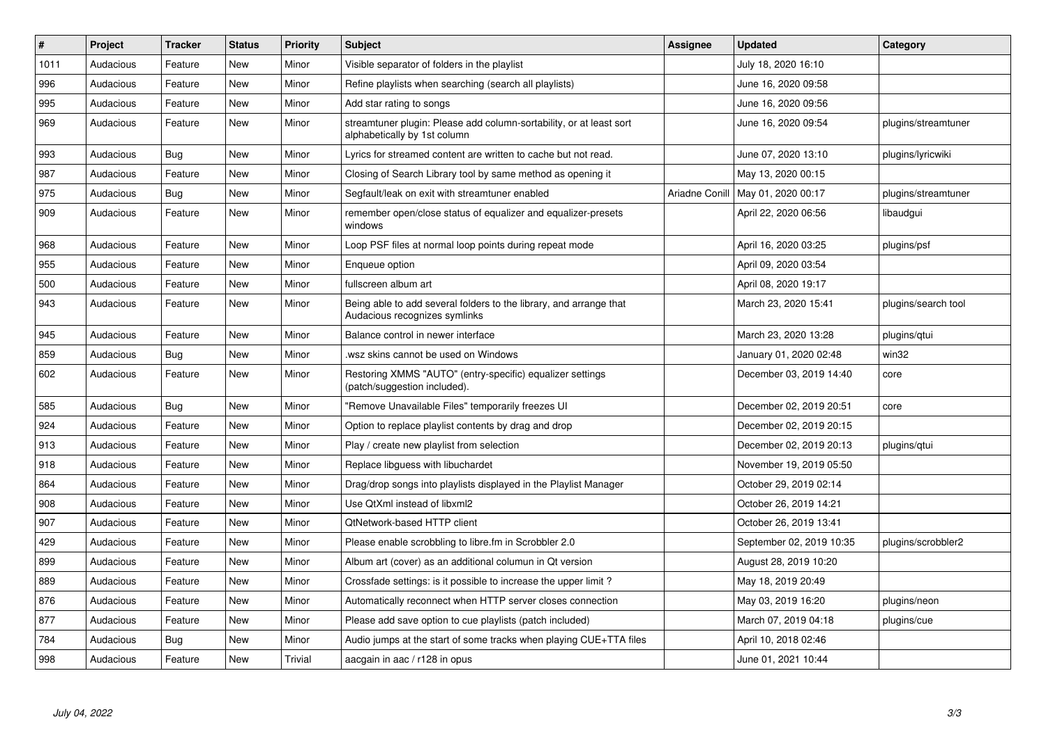| # | Project | Tracker | Status | Priority | Subject | Assignee | Updated | Category |
|---|---|---|---|---|---|---|---|---|
| 1011 | Audacious | Feature | New | Minor | Visible separator of folders in the playlist | | July 18, 2020 16:10 | |
| 996 | Audacious | Feature | New | Minor | Refine playlists when searching (search all playlists) | | June 16, 2020 09:58 | |
| 995 | Audacious | Feature | New | Minor | Add star rating to songs | | June 16, 2020 09:56 | |
| 969 | Audacious | Feature | New | Minor | streamtuner plugin: Please add column-sortability, or at least sort alphabetically by 1st column | | June 16, 2020 09:54 | plugins/streamtuner |
| 993 | Audacious | Bug | New | Minor | Lyrics for streamed content are written to cache but not read. | | June 07, 2020 13:10 | plugins/lyricwiki |
| 987 | Audacious | Feature | New | Minor | Closing of Search Library tool by same method as opening it | | May 13, 2020 00:15 | |
| 975 | Audacious | Bug | New | Minor | Segfault/leak on exit with streamtuner enabled | Ariadne Conill | May 01, 2020 00:17 | plugins/streamtuner |
| 909 | Audacious | Feature | New | Minor | remember open/close status of equalizer and equalizer-presets windows | | April 22, 2020 06:56 | libaudgui |
| 968 | Audacious | Feature | New | Minor | Loop PSF files at normal loop points during repeat mode | | April 16, 2020 03:25 | plugins/psf |
| 955 | Audacious | Feature | New | Minor | Enqueue option | | April 09, 2020 03:54 | |
| 500 | Audacious | Feature | New | Minor | fullscreen album art | | April 08, 2020 19:17 | |
| 943 | Audacious | Feature | New | Minor | Being able to add several folders to the library, and arrange that Audacious recognizes symlinks | | March 23, 2020 15:41 | plugins/search tool |
| 945 | Audacious | Feature | New | Minor | Balance control in newer interface | | March 23, 2020 13:28 | plugins/qtui |
| 859 | Audacious | Bug | New | Minor | .wsz skins cannot be used on Windows | | January 01, 2020 02:48 | win32 |
| 602 | Audacious | Feature | New | Minor | Restoring XMMS "AUTO" (entry-specific) equalizer settings (patch/suggestion included). | | December 03, 2019 14:40 | core |
| 585 | Audacious | Bug | New | Minor | "Remove Unavailable Files" temporarily freezes UI | | December 02, 2019 20:51 | core |
| 924 | Audacious | Feature | New | Minor | Option to replace playlist contents by drag and drop | | December 02, 2019 20:15 | |
| 913 | Audacious | Feature | New | Minor | Play / create new playlist from selection | | December 02, 2019 20:13 | plugins/qtui |
| 918 | Audacious | Feature | New | Minor | Replace libguess with libuchardet | | November 19, 2019 05:50 | |
| 864 | Audacious | Feature | New | Minor | Drag/drop songs into playlists displayed in the Playlist Manager | | October 29, 2019 02:14 | |
| 908 | Audacious | Feature | New | Minor | Use QtXml instead of libxml2 | | October 26, 2019 14:21 | |
| 907 | Audacious | Feature | New | Minor | QtNetwork-based HTTP client | | October 26, 2019 13:41 | |
| 429 | Audacious | Feature | New | Minor | Please enable scrobbling to libre.fm in Scrobbler 2.0 | | September 02, 2019 10:35 | plugins/scrobbler2 |
| 899 | Audacious | Feature | New | Minor | Album art (cover) as an additional columun in Qt version | | August 28, 2019 10:20 | |
| 889 | Audacious | Feature | New | Minor | Crossfade settings: is it possible to increase the upper limit ? | | May 18, 2019 20:49 | |
| 876 | Audacious | Feature | New | Minor | Automatically reconnect when HTTP server closes connection | | May 03, 2019 16:20 | plugins/neon |
| 877 | Audacious | Feature | New | Minor | Please add save option to cue playlists (patch included) | | March 07, 2019 04:18 | plugins/cue |
| 784 | Audacious | Bug | New | Minor | Audio jumps at the start of some tracks when playing CUE+TTA files | | April 10, 2018 02:46 | |
| 998 | Audacious | Feature | New | Trivial | aacgain in aac / r128 in opus | | June 01, 2021 10:44 | |

*July 04, 2022*